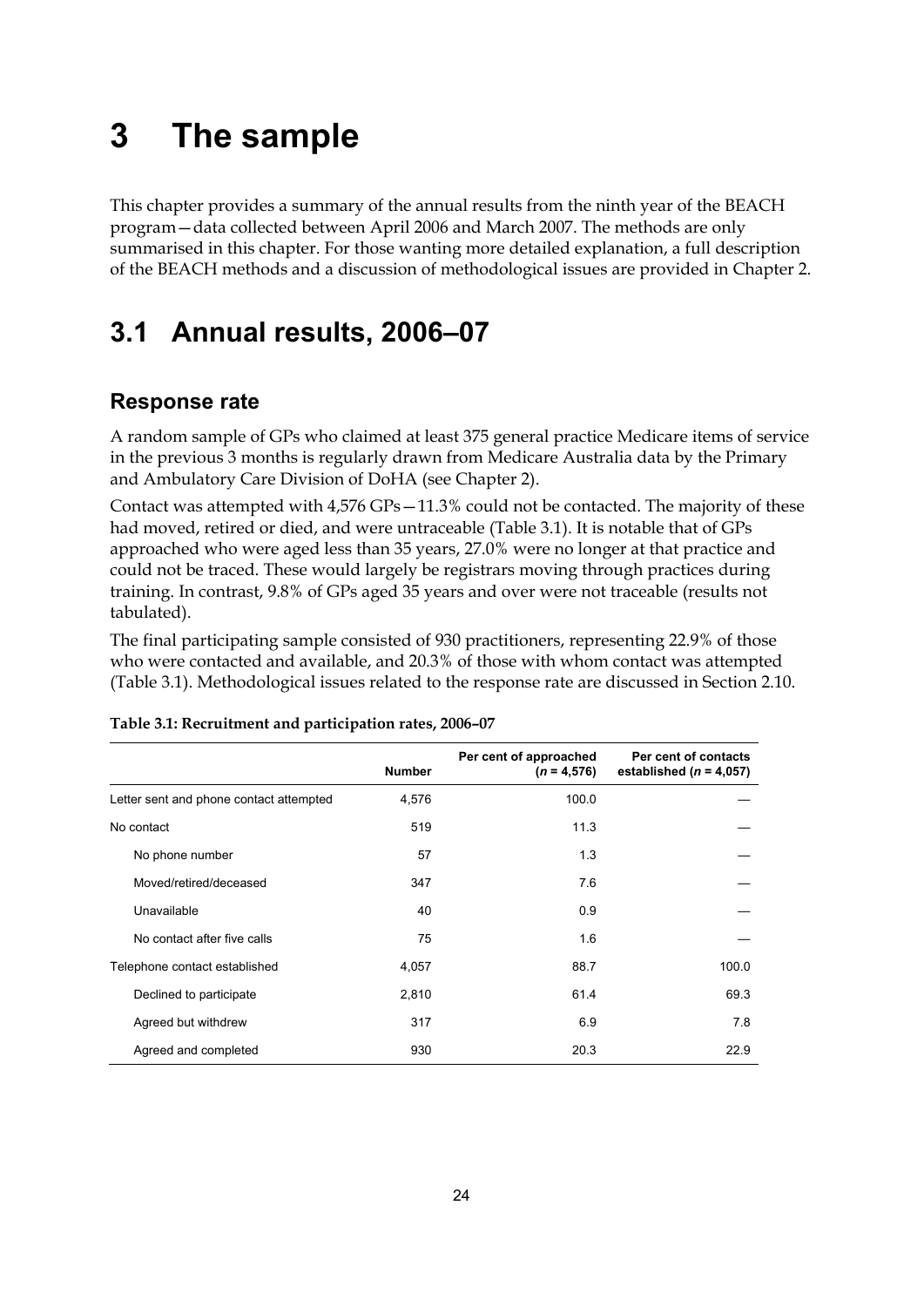# 3 The sample

This chapter provides a summary of the annual results from the ninth year of the BEACH program—data collected between April 2006 and March 2007. The methods are only summarised in this chapter. For those wanting more detailed explanation, a full description of the BEACH methods and a discussion of methodological issues are provided in Chapter 2.

## 3.1 Annual results, 2006–07

### Response rate

A random sample of GPs who claimed at least 375 general practice Medicare items of service in the previous 3 months is regularly drawn from Medicare Australia data by the Primary and Ambulatory Care Division of DoHA (see Chapter 2).

Contact was attempted with 4,576 GPs—11.3% could not be contacted. The majority of these had moved, retired or died, and were untraceable (Table 3.1). It is notable that of GPs approached who were aged less than 35 years, 27.0% were no longer at that practice and could not be traced. These would largely be registrars moving through practices during training. In contrast, 9.8% of GPs aged 35 years and over were not traceable (results not tabulated).

The final participating sample consisted of 930 practitioners, representing 22.9% of those who were contacted and available, and 20.3% of those with whom contact was attempted (Table 3.1). Methodological issues related to the response rate are discussed in Section 2.10.

**Table 3.1: Recruitment and participation rates, 2006–07**

| | Number | Per cent of approached ($n$ = 4,576) | Per cent of contacts established ($n$ = 4,057) |
|---|---|---|---|
| Letter sent and phone contact attempted | 4,576 | 100.0 | — |
| No contact | 519 | 11.3 | — |
| No phone number | 57 | 1.3 | — |
| Moved/retired/deceased | 347 | 7.6 | — |
| Unavailable | 40 | 0.9 | — |
| No contact after five calls | 75 | 1.6 | — |
| Telephone contact established | 4,057 | 88.7 | 100.0 |
| Declined to participate | 2,810 | 61.4 | 69.3 |
| Agreed but withdrew | 317 | 6.9 | 7.8 |
| Agreed and completed | 930 | 20.3 | 22.9 |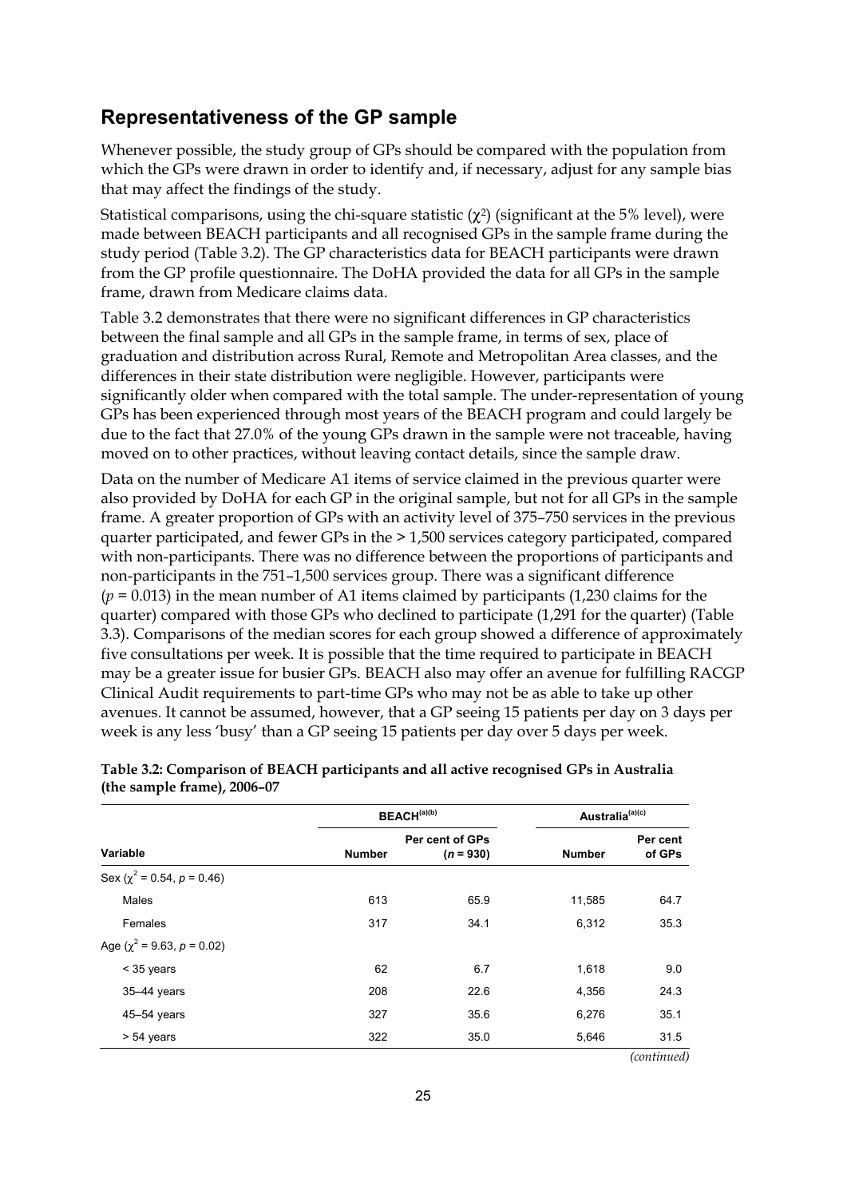## Representativeness of the GP sample

Whenever possible, the study group of GPs should be compared with the population from which the GPs were drawn in order to identify and, if necessary, adjust for any sample bias that may affect the findings of the study.

Statistical comparisons, using the chi-square statistic ($\chi^2$) (significant at the 5% level), were made between BEACH participants and all recognised GPs in the sample frame during the study period (Table 3.2). The GP characteristics data for BEACH participants were drawn from the GP profile questionnaire. The DoHA provided the data for all GPs in the sample frame, drawn from Medicare claims data.

Table 3.2 demonstrates that there were no significant differences in GP characteristics between the final sample and all GPs in the sample frame, in terms of sex, place of graduation and distribution across Rural, Remote and Metropolitan Area classes, and the differences in their state distribution were negligible. However, participants were significantly older when compared with the total sample. The under-representation of young GPs has been experienced through most years of the BEACH program and could largely be due to the fact that 27.0% of the young GPs drawn in the sample were not traceable, having moved on to other practices, without leaving contact details, since the sample draw.

Data on the number of Medicare A1 items of service claimed in the previous quarter were also provided by DoHA for each GP in the original sample, but not for all GPs in the sample frame. A greater proportion of GPs with an activity level of 375–750 services in the previous quarter participated, and fewer GPs in the > 1,500 services category participated, compared with non-participants. There was no difference between the proportions of participants and non-participants in the 751–1,500 services group. There was a significant difference ($p = 0.013$) in the mean number of A1 items claimed by participants (1,230 claims for the quarter) compared with those GPs who declined to participate (1,291 for the quarter) (Table 3.3). Comparisons of the median scores for each group showed a difference of approximately five consultations per week. It is possible that the time required to participate in BEACH may be a greater issue for busier GPs. BEACH also may offer an avenue for fulfilling RACGP Clinical Audit requirements to part-time GPs who may not be as able to take up other avenues. It cannot be assumed, however, that a GP seeing 15 patients per day on 3 days per week is any less 'busy' than a GP seeing 15 patients per day over 5 days per week.

**Table 3.2: Comparison of BEACH participants and all active recognised GPs in Australia (the sample frame), 2006–07**

| | BEACH[(a)(b)] | | Australia[(a)(c)] | |
|---|---|---|---|---|
| Variable | Number | Per cent of GPs ($n = 930$) | Number | Per cent of GPs |
| Sex ($\chi^2 = 0.54$, $p = 0.46$) | | | | |
| Males | 613 | 65.9 | 11,585 | 64.7 |
| Females | 317 | 34.1 | 6,312 | 35.3 |
| Age ($\chi^2 = 9.63$, $p = 0.02$) | | | | |
| < 35 years | 62 | 6.7 | 1,618 | 9.0 |
| 35–44 years | 208 | 22.6 | 4,356 | 24.3 |
| 45–54 years | 327 | 35.6 | 6,276 | 35.1 |
| > 54 years | 322 | 35.0 | 5,646 | 31.5 |

*(continued)*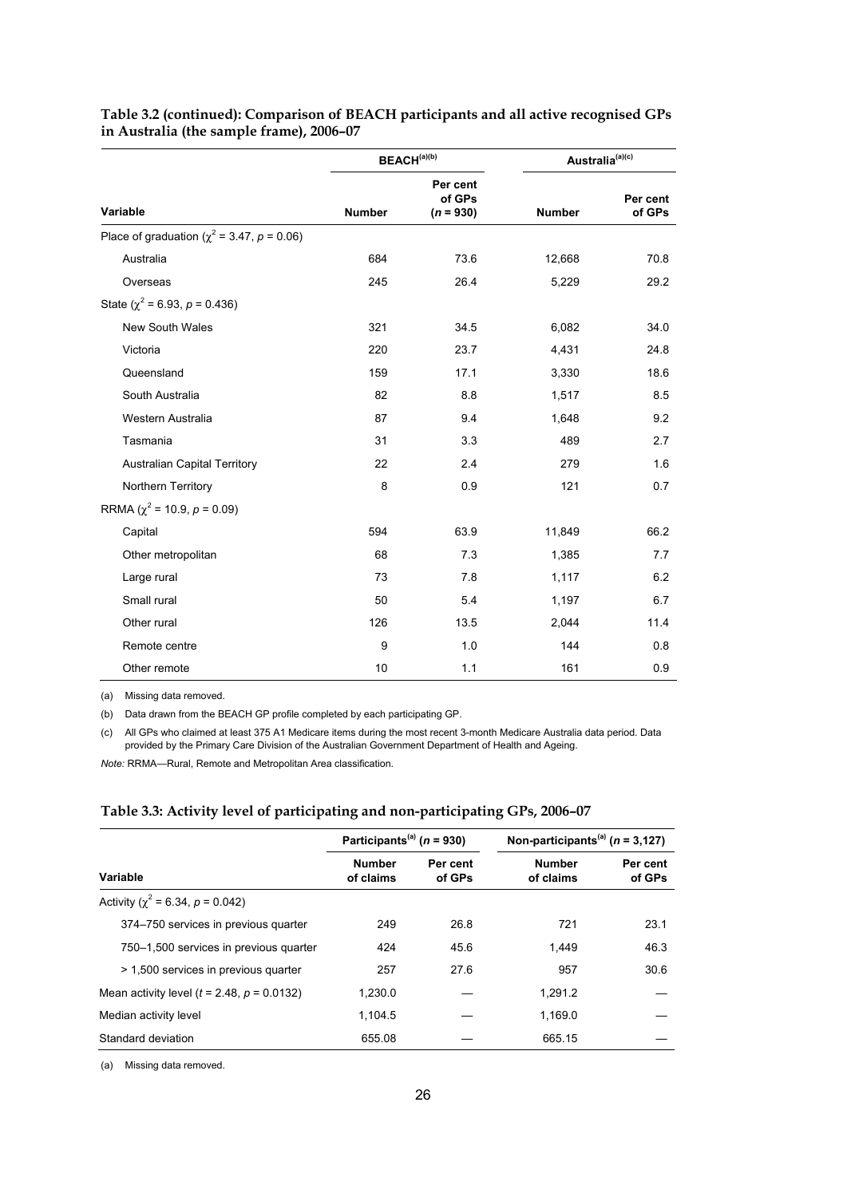**Table 3.2 (continued): Comparison of BEACH participants and all active recognised GPs in Australia (the sample frame), 2006–07**

| | BEACH[(a)(b)] | | Australia[(a)(c)] | |
|---|---|---|---|---|
| **Variable** | **Number** | **Per cent of GPs ($n$ = 930)** | **Number** | **Per cent of GPs** |
| Place of graduation ($\chi^2$ = 3.47, $p$ = 0.06) | | | | |
| Australia | 684 | 73.6 | 12,668 | 70.8 |
| Overseas | 245 | 26.4 | 5,229 | 29.2 |
| State ($\chi^2$ = 6.93, $p$ = 0.436) | | | | |
| New South Wales | 321 | 34.5 | 6,082 | 34.0 |
| Victoria | 220 | 23.7 | 4,431 | 24.8 |
| Queensland | 159 | 17.1 | 3,330 | 18.6 |
| South Australia | 82 | 8.8 | 1,517 | 8.5 |
| Western Australia | 87 | 9.4 | 1,648 | 9.2 |
| Tasmania | 31 | 3.3 | 489 | 2.7 |
| Australian Capital Territory | 22 | 2.4 | 279 | 1.6 |
| Northern Territory | 8 | 0.9 | 121 | 0.7 |
| RRMA ($\chi^2$ = 10.9, $p$ = 0.09) | | | | |
| Capital | 594 | 63.9 | 11,849 | 66.2 |
| Other metropolitan | 68 | 7.3 | 1,385 | 7.7 |
| Large rural | 73 | 7.8 | 1,117 | 6.2 |
| Small rural | 50 | 5.4 | 1,197 | 6.7 |
| Other rural | 126 | 13.5 | 2,044 | 11.4 |
| Remote centre | 9 | 1.0 | 144 | 0.8 |
| Other remote | 10 | 1.1 | 161 | 0.9 |

(a) Missing data removed.

(b) Data drawn from the BEACH GP profile completed by each participating GP.

(c) All GPs who claimed at least 375 A1 Medicare items during the most recent 3-month Medicare Australia data period. Data provided by the Primary Care Division of the Australian Government Department of Health and Ageing.

*Note:* RRMA—Rural, Remote and Metropolitan Area classification.

**Table 3.3: Activity level of participating and non-participating GPs, 2006–07**

| | Participants[(a)] ($n$ = 930) | | Non-participants[(a)] ($n$ = 3,127) | |
|---|---|---|---|---|
| **Variable** | **Number of claims** | **Per cent of GPs** | **Number of claims** | **Per cent of GPs** |
| Activity ($\chi^2$ = 6.34, $p$ = 0.042) | | | | |
| 374–750 services in previous quarter | 249 | 26.8 | 721 | 23.1 |
| 750–1,500 services in previous quarter | 424 | 45.6 | 1,449 | 46.3 |
| > 1,500 services in previous quarter | 257 | 27.6 | 957 | 30.6 |
| Mean activity level ($t$ = 2.48, $p$ = 0.0132) | 1,230.0 | — | 1,291.2 | — |
| Median activity level | 1,104.5 | — | 1,169.0 | — |
| Standard deviation | 655.08 | — | 665.15 | — |

(a) Missing data removed.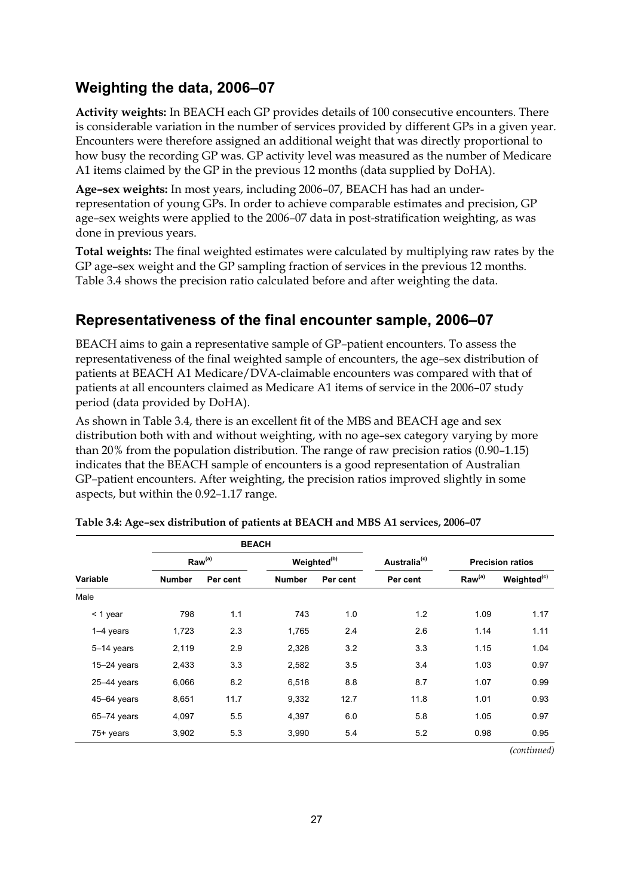## Weighting the data, 2006–07

**Activity weights:** In BEACH each GP provides details of 100 consecutive encounters. There is considerable variation in the number of services provided by different GPs in a given year. Encounters were therefore assigned an additional weight that was directly proportional to how busy the recording GP was. GP activity level was measured as the number of Medicare A1 items claimed by the GP in the previous 12 months (data supplied by DoHA).

**Age–sex weights:** In most years, including 2006–07, BEACH has had an under-representation of young GPs. In order to achieve comparable estimates and precision, GP age–sex weights were applied to the 2006–07 data in post-stratification weighting, as was done in previous years.

**Total weights:** The final weighted estimates were calculated by multiplying raw rates by the GP age–sex weight and the GP sampling fraction of services in the previous 12 months. Table 3.4 shows the precision ratio calculated before and after weighting the data.

## Representativeness of the final encounter sample, 2006–07

BEACH aims to gain a representative sample of GP–patient encounters. To assess the representativeness of the final weighted sample of encounters, the age–sex distribution of patients at BEACH A1 Medicare/DVA-claimable encounters was compared with that of patients at all encounters claimed as Medicare A1 items of service in the 2006–07 study period (data provided by DoHA).

As shown in Table 3.4, there is an excellent fit of the MBS and BEACH age and sex distribution both with and without weighting, with no age–sex category varying by more than 20% from the population distribution. The range of raw precision ratios (0.90–1.15) indicates that the BEACH sample of encounters is a good representation of Australian GP–patient encounters. After weighting, the precision ratios improved slightly in some aspects, but within the 0.92–1.17 range.

**Table 3.4: Age–sex distribution of patients at BEACH and MBS A1 services, 2006–07**

| | BEACH | | | | | | |
|---|---|---|---|---|---|---|---|
| | Raw[(a)] | | Weighted[(b)] | | Australia[(c)] | Precision ratios | |
| Variable | Number | Per cent | Number | Per cent | Per cent | Raw[(a)] | Weighted[(c)] |
| Male | | | | | | | |
| < 1 year | 798 | 1.1 | 743 | 1.0 | 1.2 | 1.09 | 1.17 |
| 1–4 years | 1,723 | 2.3 | 1,765 | 2.4 | 2.6 | 1.14 | 1.11 |
| 5–14 years | 2,119 | 2.9 | 2,328 | 3.2 | 3.3 | 1.15 | 1.04 |
| 15–24 years | 2,433 | 3.3 | 2,582 | 3.5 | 3.4 | 1.03 | 0.97 |
| 25–44 years | 6,066 | 8.2 | 6,518 | 8.8 | 8.7 | 1.07 | 0.99 |
| 45–64 years | 8,651 | 11.7 | 9,332 | 12.7 | 11.8 | 1.01 | 0.93 |
| 65–74 years | 4,097 | 5.5 | 4,397 | 6.0 | 5.8 | 1.05 | 0.97 |
| 75+ years | 3,902 | 5.3 | 3,990 | 5.4 | 5.2 | 0.98 | 0.95 |

*(continued)*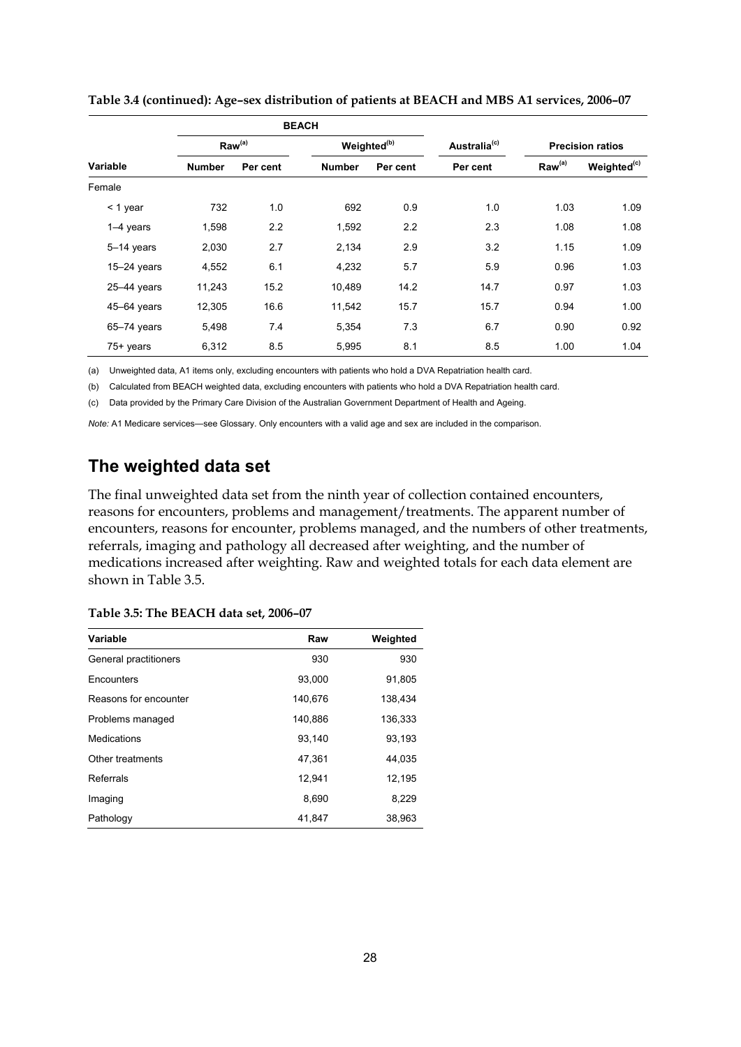**Table 3.4 (continued): Age–sex distribution of patients at BEACH and MBS A1 services, 2006–07**

| | BEACH | | | | | | |
|---|---|---|---|---|---|---|---|
| | Raw[(a)] | | Weighted[(b)] | | Australia[(c)] | Precision ratios | |
| Variable | Number | Per cent | Number | Per cent | Per cent | Raw[(a)] | Weighted[(c)] |
| Female | | | | | | | |
| < 1 year | 732 | 1.0 | 692 | 0.9 | 1.0 | 1.03 | 1.09 |
| 1–4 years | 1,598 | 2.2 | 1,592 | 2.2 | 2.3 | 1.08 | 1.08 |
| 5–14 years | 2,030 | 2.7 | 2,134 | 2.9 | 3.2 | 1.15 | 1.09 |
| 15–24 years | 4,552 | 6.1 | 4,232 | 5.7 | 5.9 | 0.96 | 1.03 |
| 25–44 years | 11,243 | 15.2 | 10,489 | 14.2 | 14.7 | 0.97 | 1.03 |
| 45–64 years | 12,305 | 16.6 | 11,542 | 15.7 | 15.7 | 0.94 | 1.00 |
| 65–74 years | 5,498 | 7.4 | 5,354 | 7.3 | 6.7 | 0.90 | 0.92 |
| 75+ years | 6,312 | 8.5 | 5,995 | 8.1 | 8.5 | 1.00 | 1.04 |

(a) Unweighted data, A1 items only, excluding encounters with patients who hold a DVA Repatriation health card.

(b) Calculated from BEACH weighted data, excluding encounters with patients who hold a DVA Repatriation health card.

(c) Data provided by the Primary Care Division of the Australian Government Department of Health and Ageing.

*Note:* A1 Medicare services—see Glossary. Only encounters with a valid age and sex are included in the comparison.

## The weighted data set

The final unweighted data set from the ninth year of collection contained encounters, reasons for encounters, problems and management/treatments. The apparent number of encounters, reasons for encounter, problems managed, and the numbers of other treatments, referrals, imaging and pathology all decreased after weighting, and the number of medications increased after weighting. Raw and weighted totals for each data element are shown in Table 3.5.

**Table 3.5: The BEACH data set, 2006–07**

| Variable | Raw | Weighted |
|---|---|---|
| General practitioners | 930 | 930 |
| Encounters | 93,000 | 91,805 |
| Reasons for encounter | 140,676 | 138,434 |
| Problems managed | 140,886 | 136,333 |
| Medications | 93,140 | 93,193 |
| Other treatments | 47,361 | 44,035 |
| Referrals | 12,941 | 12,195 |
| Imaging | 8,690 | 8,229 |
| Pathology | 41,847 | 38,963 |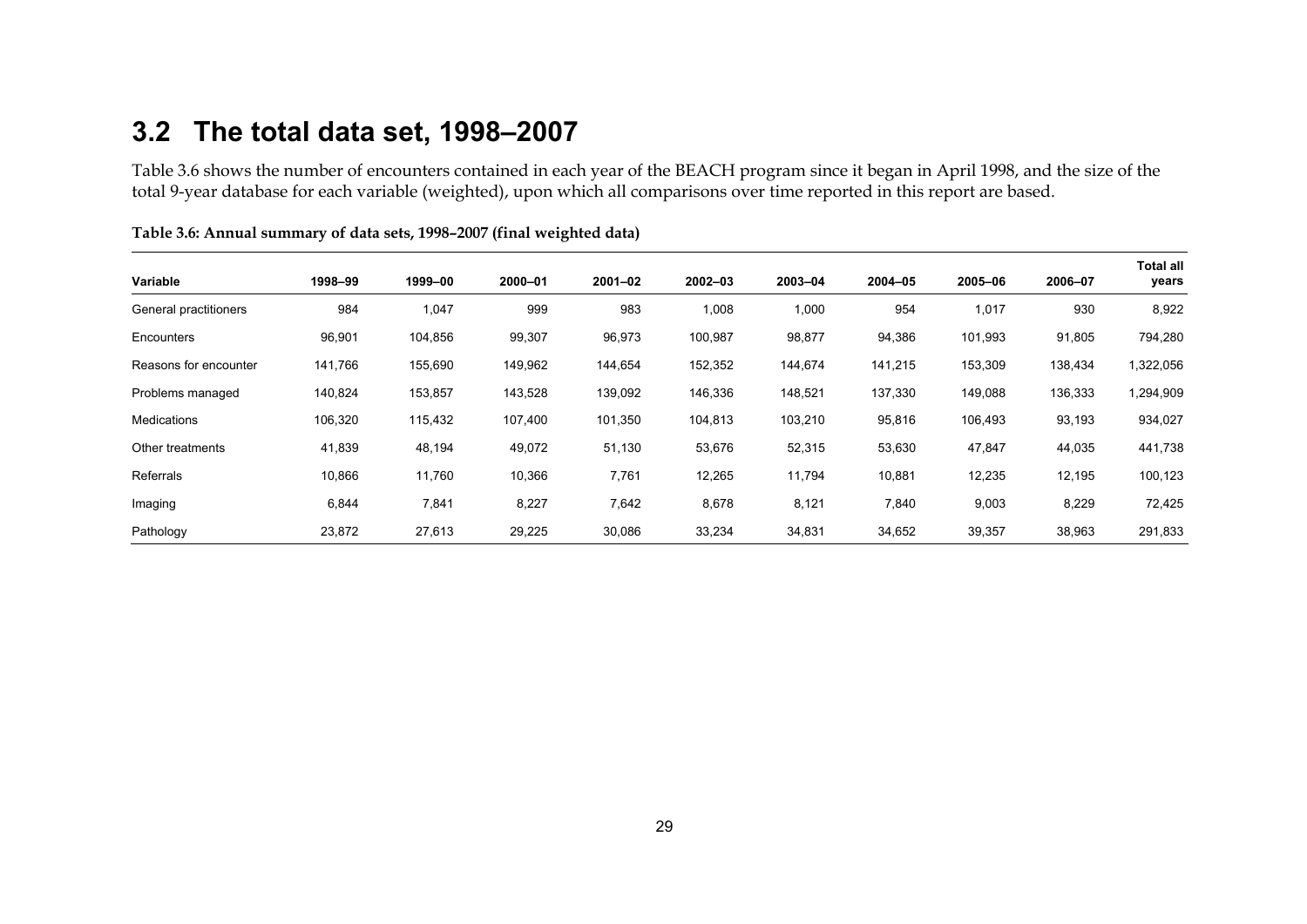## 3.2 The total data set, 1998–2007

Table 3.6 shows the number of encounters contained in each year of the BEACH program since it began in April 1998, and the size of the total 9-year database for each variable (weighted), upon which all comparisons over time reported in this report are based.

**Table 3.6: Annual summary of data sets, 1998–2007 (final weighted data)**

| Variable | 1998–99 | 1999–00 | 2000–01 | 2001–02 | 2002–03 | 2003–04 | 2004–05 | 2005–06 | 2006–07 | Total all years |
|---|---|---|---|---|---|---|---|---|---|---|
| General practitioners | 984 | 1,047 | 999 | 983 | 1,008 | 1,000 | 954 | 1,017 | 930 | 8,922 |
| Encounters | 96,901 | 104,856 | 99,307 | 96,973 | 100,987 | 98,877 | 94,386 | 101,993 | 91,805 | 794,280 |
| Reasons for encounter | 141,766 | 155,690 | 149,962 | 144,654 | 152,352 | 144,674 | 141,215 | 153,309 | 138,434 | 1,322,056 |
| Problems managed | 140,824 | 153,857 | 143,528 | 139,092 | 146,336 | 148,521 | 137,330 | 149,088 | 136,333 | 1,294,909 |
| Medications | 106,320 | 115,432 | 107,400 | 101,350 | 104,813 | 103,210 | 95,816 | 106,493 | 93,193 | 934,027 |
| Other treatments | 41,839 | 48,194 | 49,072 | 51,130 | 53,676 | 52,315 | 53,630 | 47,847 | 44,035 | 441,738 |
| Referrals | 10,866 | 11,760 | 10,366 | 7,761 | 12,265 | 11,794 | 10,881 | 12,235 | 12,195 | 100,123 |
| Imaging | 6,844 | 7,841 | 8,227 | 7,642 | 8,678 | 8,121 | 7,840 | 9,003 | 8,229 | 72,425 |
| Pathology | 23,872 | 27,613 | 29,225 | 30,086 | 33,234 | 34,831 | 34,652 | 39,357 | 38,963 | 291,833 |